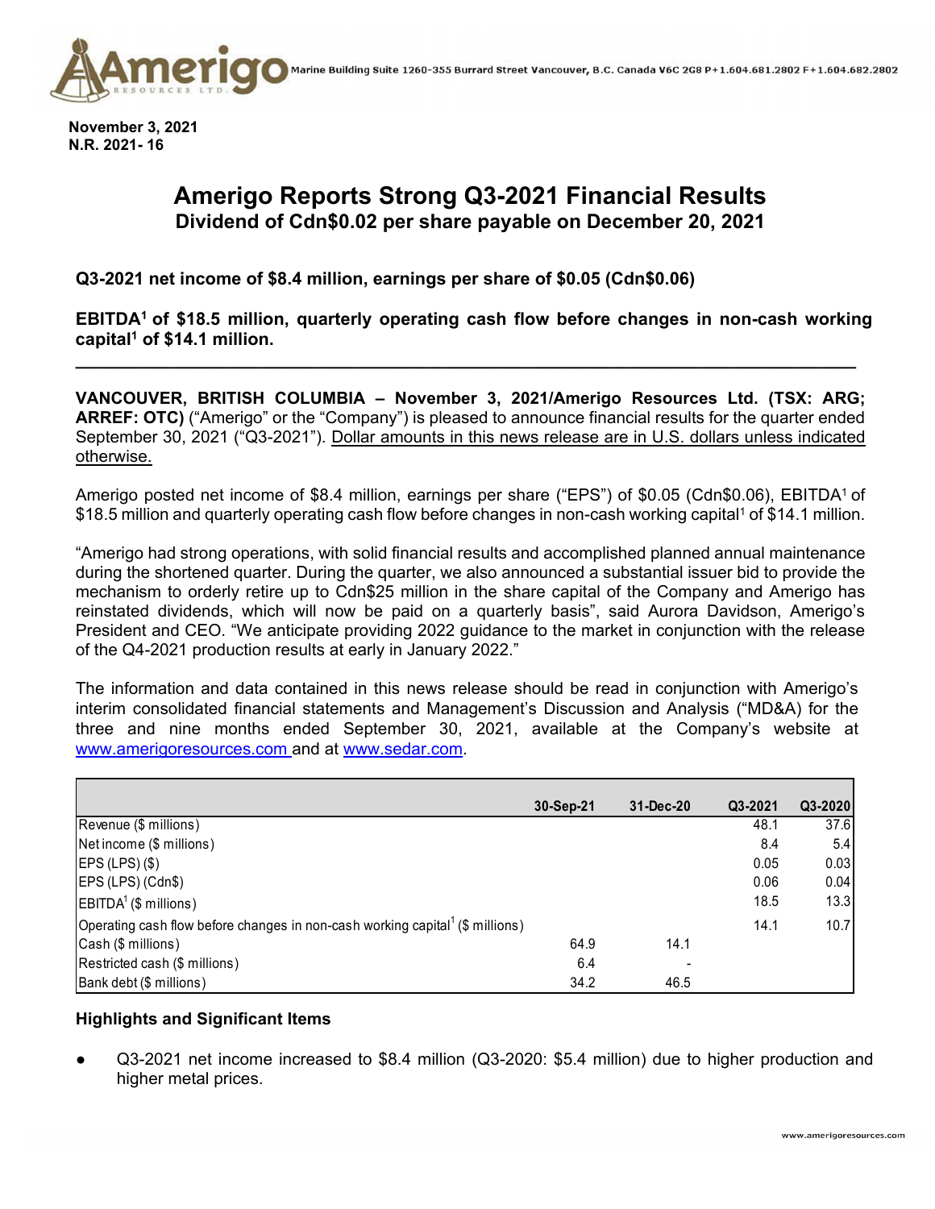**November 3, 2021**
**N.R. 2021- 16**

# Amerigo Reports Strong Q3-2021 Financial Results

## Dividend of Cdn$0.02 per share payable on December 20, 2021

**Q3-2021 net income of $8.4 million, earnings per share of $0.05 (Cdn$0.06)**

**EBITDA[1] of $18.5 million, quarterly operating cash flow before changes in non-cash working capital[1] of $14.1 million.**

---

**VANCOUVER, BRITISH COLUMBIA – November 3, 2021/Amerigo Resources Ltd. (TSX: ARG; ARREF: OTC)** ("Amerigo" or the "Company") is pleased to announce financial results for the quarter ended September 30, 2021 ("Q3-2021"). Dollar amounts in this news release are in U.S. dollars unless indicated otherwise.

Amerigo posted net income of $8.4 million, earnings per share ("EPS") of $0.05 (Cdn$0.06), EBITDA[1] of $18.5 million and quarterly operating cash flow before changes in non-cash working capital[1] of $14.1 million.

"Amerigo had strong operations, with solid financial results and accomplished planned annual maintenance during the shortened quarter. During the quarter, we also announced a substantial issuer bid to provide the mechanism to orderly retire up to Cdn$25 million in the share capital of the Company and Amerigo has reinstated dividends, which will now be paid on a quarterly basis", said Aurora Davidson, Amerigo's President and CEO. "We anticipate providing 2022 guidance to the market in conjunction with the release of the Q4-2021 production results at early in January 2022."

The information and data contained in this news release should be read in conjunction with Amerigo's interim consolidated financial statements and Management's Discussion and Analysis ("MD&A") for the three and nine months ended September 30, 2021, available at the Company's website at www.amerigoresources.com and at www.sedar.com.

| | 30-Sep-21 | 31-Dec-20 | Q3-2021 | Q3-2020 |
|---|---|---|---|---|
| Revenue ($ millions) | | | 48.1 | 37.6 |
| Net income ($ millions) | | | 8.4 | 5.4 |
| EPS (LPS) ($) | | | 0.05 | 0.03 |
| EPS (LPS) (Cdn$) | | | 0.06 | 0.04 |
| EBITDA[1] ($ millions) | | | 18.5 | 13.3 |
| Operating cash flow before changes in non-cash working capital[1] ($ millions) | | | 14.1 | 10.7 |
| Cash ($ millions) | 64.9 | 14.1 | | |
| Restricted cash ($ millions) | 6.4 | - | | |
| Bank debt ($ millions) | 34.2 | 46.5 | | |

### Highlights and Significant Items

- Q3-2021 net income increased to $8.4 million (Q3-2020: $5.4 million) due to higher production and higher metal prices.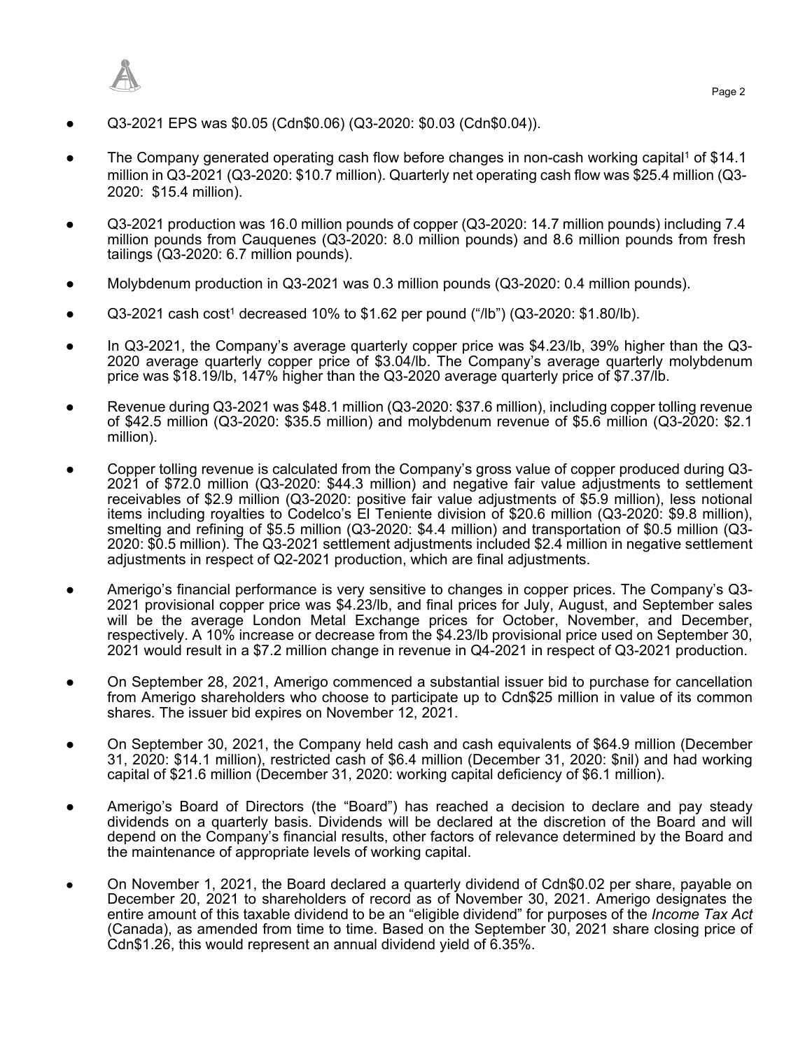- Q3-2021 EPS was $0.05 (Cdn$0.06) (Q3-2020: $0.03 (Cdn$0.04)).

- The Company generated operating cash flow before changes in non-cash working capital[1] of $14.1 million in Q3-2021 (Q3-2020: $10.7 million). Quarterly net operating cash flow was $25.4 million (Q3-2020: $15.4 million).

- Q3-2021 production was 16.0 million pounds of copper (Q3-2020: 14.7 million pounds) including 7.4 million pounds from Cauquenes (Q3-2020: 8.0 million pounds) and 8.6 million pounds from fresh tailings (Q3-2020: 6.7 million pounds).

- Molybdenum production in Q3-2021 was 0.3 million pounds (Q3-2020: 0.4 million pounds).

- Q3-2021 cash cost[1] decreased 10% to $1.62 per pound ("/lb") (Q3-2020: $1.80/lb).

- In Q3-2021, the Company's average quarterly copper price was $4.23/lb, 39% higher than the Q3-2020 average quarterly copper price of $3.04/lb. The Company's average quarterly molybdenum price was $18.19/lb, 147% higher than the Q3-2020 average quarterly price of $7.37/lb.

- Revenue during Q3-2021 was $48.1 million (Q3-2020: $37.6 million), including copper tolling revenue of $42.5 million (Q3-2020: $35.5 million) and molybdenum revenue of $5.6 million (Q3-2020: $2.1 million).

- Copper tolling revenue is calculated from the Company's gross value of copper produced during Q3-2021 of $72.0 million (Q3-2020: $44.3 million) and negative fair value adjustments to settlement receivables of $2.9 million (Q3-2020: positive fair value adjustments of $5.9 million), less notional items including royalties to Codelco's El Teniente division of $20.6 million (Q3-2020: $9.8 million), smelting and refining of $5.5 million (Q3-2020: $4.4 million) and transportation of $0.5 million (Q3-2020: $0.5 million). The Q3-2021 settlement adjustments included $2.4 million in negative settlement adjustments in respect of Q2-2021 production, which are final adjustments.

- Amerigo's financial performance is very sensitive to changes in copper prices. The Company's Q3-2021 provisional copper price was $4.23/lb, and final prices for July, August, and September sales will be the average London Metal Exchange prices for October, November, and December, respectively. A 10% increase or decrease from the $4.23/lb provisional price used on September 30, 2021 would result in a $7.2 million change in revenue in Q4-2021 in respect of Q3-2021 production.

- On September 28, 2021, Amerigo commenced a substantial issuer bid to purchase for cancellation from Amerigo shareholders who choose to participate up to Cdn$25 million in value of its common shares. The issuer bid expires on November 12, 2021.

- On September 30, 2021, the Company held cash and cash equivalents of $64.9 million (December 31, 2020: $14.1 million), restricted cash of $6.4 million (December 31, 2020: $nil) and had working capital of $21.6 million (December 31, 2020: working capital deficiency of $6.1 million).

- Amerigo's Board of Directors (the "Board") has reached a decision to declare and pay steady dividends on a quarterly basis. Dividends will be declared at the discretion of the Board and will depend on the Company's financial results, other factors of relevance determined by the Board and the maintenance of appropriate levels of working capital.

- On November 1, 2021, the Board declared a quarterly dividend of Cdn$0.02 per share, payable on December 20, 2021 to shareholders of record as of November 30, 2021. Amerigo designates the entire amount of this taxable dividend to be an "eligible dividend" for purposes of the *Income Tax Act* (Canada), as amended from time to time. Based on the September 30, 2021 share closing price of Cdn$1.26, this would represent an annual dividend yield of 6.35%.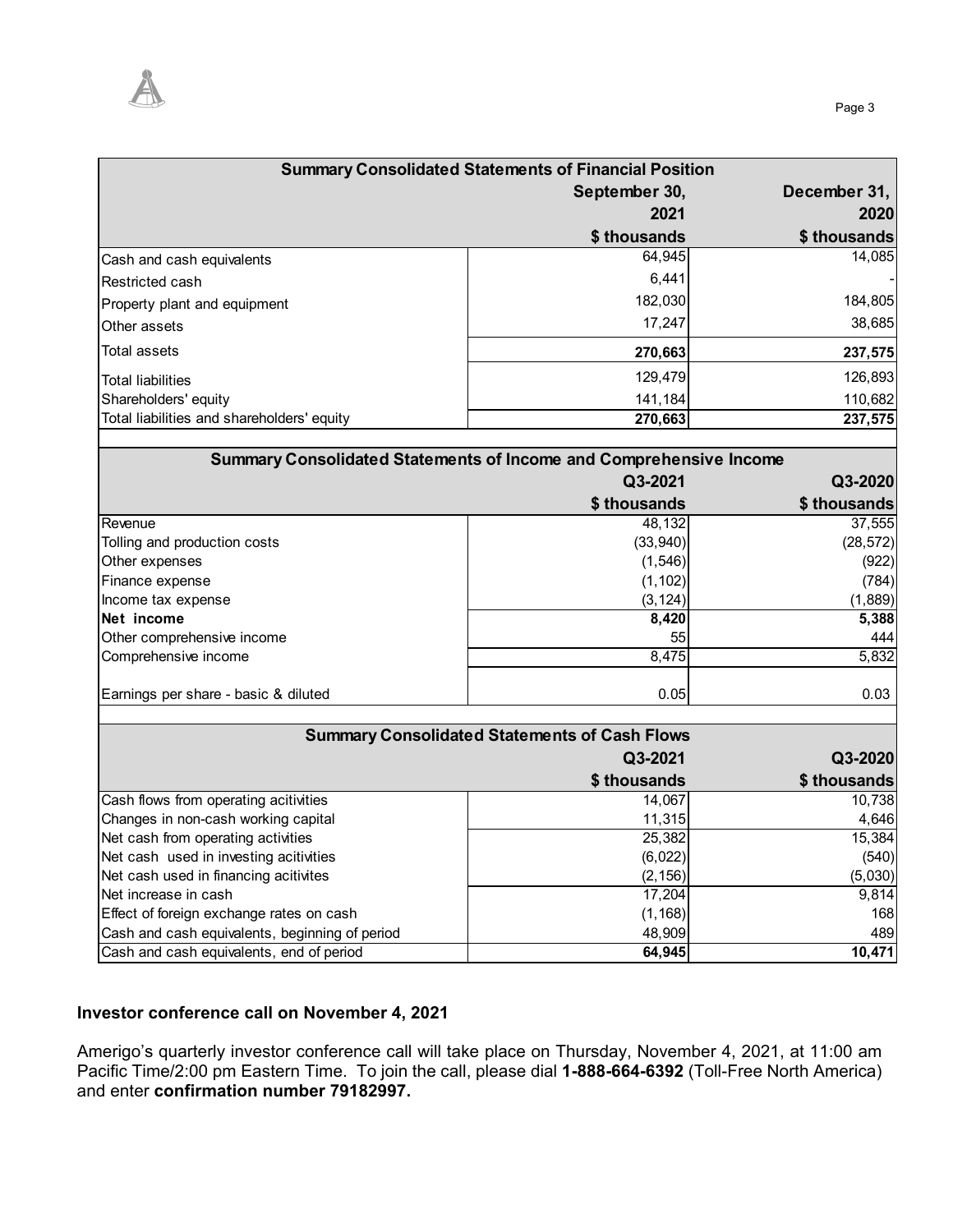| Summary Consolidated Statements of Financial Position | | |
|---|---|---|
| | September 30, 2021 | December 31, 2020 |
| | $ thousands | $ thousands |
| Cash and cash equivalents | 64,945 | 14,085 |
| Restricted cash | 6,441 | - |
| Property plant and equipment | 182,030 | 184,805 |
| Other assets | 17,247 | 38,685 |
| Total assets | **270,663** | **237,575** |
| Total liabilities | 129,479 | 126,893 |
| Shareholders' equity | 141,184 | 110,682 |
| Total liabilities and shareholders' equity | **270,663** | **237,575** |

| Summary Consolidated Statements of Income and Comprehensive Income | | |
|---|---|---|
| | Q3-2021 | Q3-2020 |
| | $ thousands | $ thousands |
| Revenue | 48,132 | 37,555 |
| Tolling and production costs | (33,940) | (28,572) |
| Other expenses | (1,546) | (922) |
| Finance expense | (1,102) | (784) |
| Income tax expense | (3,124) | (1,889) |
| **Net income** | **8,420** | **5,388** |
| Other comprehensive income | 55 | 444 |
| Comprehensive income | 8,475 | 5,832 |
| Earnings per share - basic & diluted | 0.05 | 0.03 |

| Summary Consolidated Statements of Cash Flows | | |
|---|---|---|
| | Q3-2021 | Q3-2020 |
| | $ thousands | $ thousands |
| Cash flows from operating acitivities | 14,067 | 10,738 |
| Changes in non-cash working capital | 11,315 | 4,646 |
| Net cash from operating activities | 25,382 | 15,384 |
| Net cash used in investing acitivities | (6,022) | (540) |
| Net cash used in financing acitivites | (2,156) | (5,030) |
| Net increase in cash | 17,204 | 9,814 |
| Effect of foreign exchange rates on cash | (1,168) | 168 |
| Cash and cash equivalents, beginning of period | 48,909 | 489 |
| Cash and cash equivalents, end of period | **64,945** | **10,471** |

## Investor conference call on November 4, 2021

Amerigo's quarterly investor conference call will take place on Thursday, November 4, 2021, at 11:00 am Pacific Time/2:00 pm Eastern Time. To join the call, please dial **1-888-664-6392** (Toll-Free North America) and enter **confirmation number 79182997.**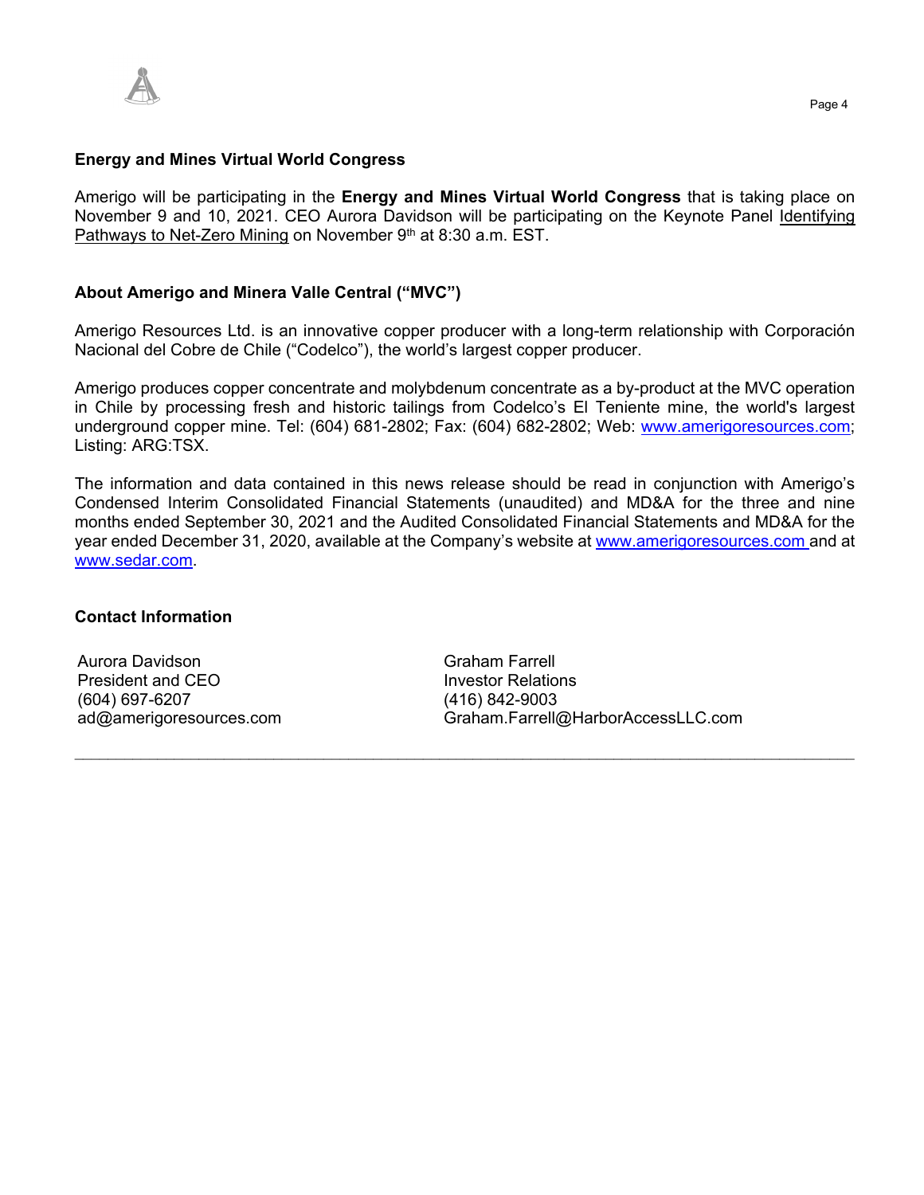## Energy and Mines Virtual World Congress

Amerigo will be participating in the **Energy and Mines Virtual World Congress** that is taking place on November 9 and 10, 2021. CEO Aurora Davidson will be participating on the Keynote Panel Identifying Pathways to Net-Zero Mining on November 9th at 8:30 a.m. EST.

## About Amerigo and Minera Valle Central ("MVC")

Amerigo Resources Ltd. is an innovative copper producer with a long-term relationship with Corporación Nacional del Cobre de Chile ("Codelco"), the world's largest copper producer.

Amerigo produces copper concentrate and molybdenum concentrate as a by-product at the MVC operation in Chile by processing fresh and historic tailings from Codelco's El Teniente mine, the world's largest underground copper mine. Tel: (604) 681-2802; Fax: (604) 682-2802; Web: www.amerigoresources.com; Listing: ARG:TSX.

The information and data contained in this news release should be read in conjunction with Amerigo's Condensed Interim Consolidated Financial Statements (unaudited) and MD&A for the three and nine months ended September 30, 2021 and the Audited Consolidated Financial Statements and MD&A for the year ended December 31, 2020, available at the Company's website at www.amerigoresources.com and at www.sedar.com.

## Contact Information

| Aurora Davidson | Graham Farrell |
|---|---|
| President and CEO | Investor Relations |
| (604) 697-6207 | (416) 842-9003 |
| ad@amerigoresources.com | Graham.Farrell@HarborAccessLLC.com |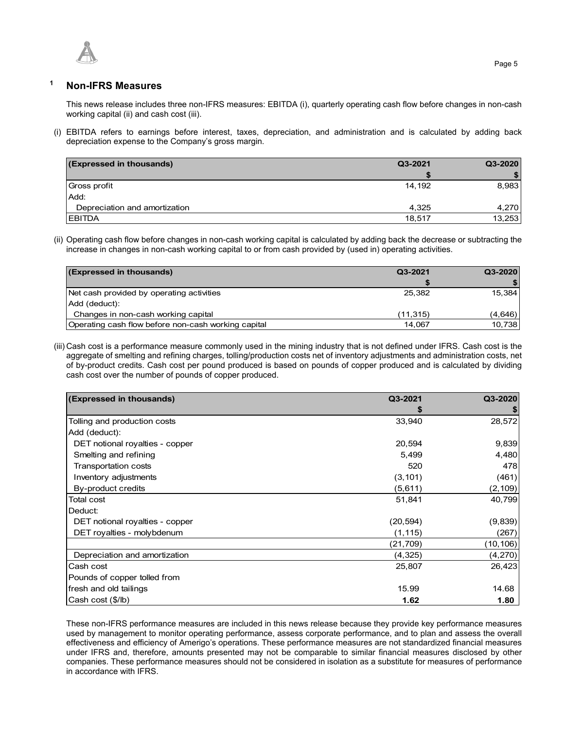## [1] Non-IFRS Measures

This news release includes three non-IFRS measures: EBITDA (i), quarterly operating cash flow before changes in non-cash working capital (ii) and cash cost (iii).

(i) EBITDA refers to earnings before interest, taxes, depreciation, and administration and is calculated by adding back depreciation expense to the Company's gross margin.

| (Expressed in thousands) | Q3-2021 | Q3-2020 |
|---|---|---|
| | $ | $ |
| Gross profit | 14,192 | 8,983 |
| Add: | | |
| Depreciation and amortization | 4,325 | 4,270 |
| EBITDA | 18,517 | 13,253 |

(ii) Operating cash flow before changes in non-cash working capital is calculated by adding back the decrease or subtracting the increase in changes in non-cash working capital to or from cash provided by (used in) operating activities.

| (Expressed in thousands) | Q3-2021 | Q3-2020 |
|---|---|---|
| | $ | $ |
| Net cash provided by operating activities | 25,382 | 15,384 |
| Add (deduct): | | |
| Changes in non-cash working capital | (11,315) | (4,646) |
| Operating cash flow before non-cash working capital | 14,067 | 10,738 |

(iii) Cash cost is a performance measure commonly used in the mining industry that is not defined under IFRS. Cash cost is the aggregate of smelting and refining charges, tolling/production costs net of inventory adjustments and administration costs, net of by-product credits. Cash cost per pound produced is based on pounds of copper produced and is calculated by dividing cash cost over the number of pounds of copper produced.

| (Expressed in thousands) | Q3-2021 | Q3-2020 |
|---|---|---|
| | $ | $ |
| Tolling and production costs | 33,940 | 28,572 |
| Add (deduct): | | |
| DET notional royalties - copper | 20,594 | 9,839 |
| Smelting and refining | 5,499 | 4,480 |
| Transportation costs | 520 | 478 |
| Inventory adjustments | (3,101) | (461) |
| By-product credits | (5,611) | (2,109) |
| Total cost | 51,841 | 40,799 |
| Deduct: | | |
| DET notional royalties - copper | (20,594) | (9,839) |
| DET royalties - molybdenum | (1,115) | (267) |
| | (21,709) | (10,106) |
| Depreciation and amortization | (4,325) | (4,270) |
| Cash cost | 25,807 | 26,423 |
| Pounds of copper tolled from fresh and old tailings | 15.99 | 14.68 |
| Cash cost ($/lb) | **1.62** | **1.80** |

These non-IFRS performance measures are included in this news release because they provide key performance measures used by management to monitor operating performance, assess corporate performance, and to plan and assess the overall effectiveness and efficiency of Amerigo's operations. These performance measures are not standardized financial measures under IFRS and, therefore, amounts presented may not be comparable to similar financial measures disclosed by other companies. These performance measures should not be considered in isolation as a substitute for measures of performance in accordance with IFRS.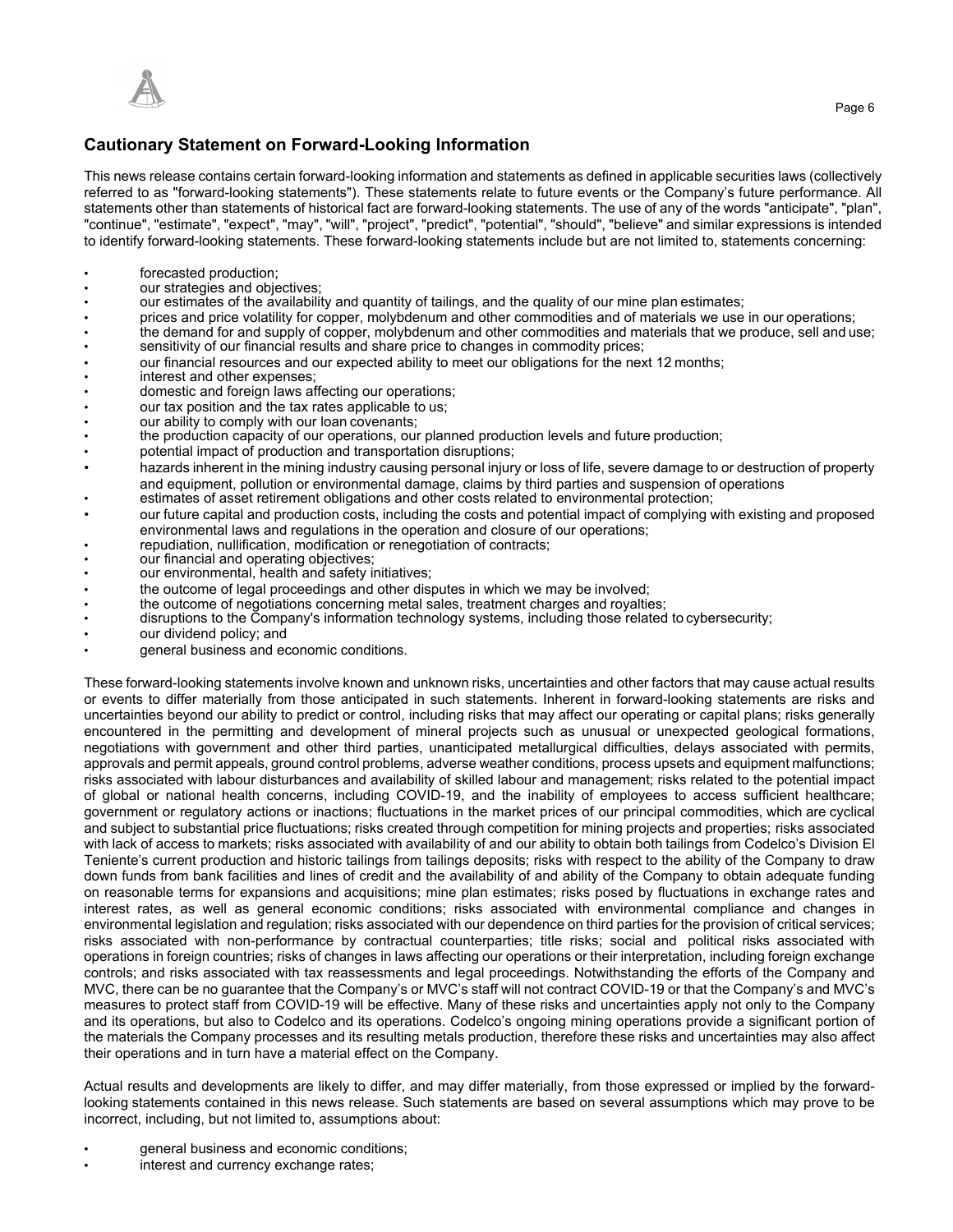## Cautionary Statement on Forward-Looking Information

This news release contains certain forward-looking information and statements as defined in applicable securities laws (collectively referred to as "forward-looking statements"). These statements relate to future events or the Company's future performance. All statements other than statements of historical fact are forward-looking statements. The use of any of the words "anticipate", "plan", "continue", "estimate", "expect", "may", "will", "project", "predict", "potential", "should", "believe" and similar expressions is intended to identify forward-looking statements. These forward-looking statements include but are not limited to, statements concerning:

- forecasted production;
- our strategies and objectives;
- our estimates of the availability and quantity of tailings, and the quality of our mine plan estimates;
- prices and price volatility for copper, molybdenum and other commodities and of materials we use in our operations;
- the demand for and supply of copper, molybdenum and other commodities and materials that we produce, sell and use;
- sensitivity of our financial results and share price to changes in commodity prices;
- our financial resources and our expected ability to meet our obligations for the next 12 months;
- interest and other expenses;
- domestic and foreign laws affecting our operations;
- our tax position and the tax rates applicable to us;
- our ability to comply with our loan covenants;
- the production capacity of our operations, our planned production levels and future production;
- potential impact of production and transportation disruptions;
- hazards inherent in the mining industry causing personal injury or loss of life, severe damage to or destruction of property and equipment, pollution or environmental damage, claims by third parties and suspension of operations
- estimates of asset retirement obligations and other costs related to environmental protection;
- our future capital and production costs, including the costs and potential impact of complying with existing and proposed environmental laws and regulations in the operation and closure of our operations;
- repudiation, nullification, modification or renegotiation of contracts;
- our financial and operating objectives;
- our environmental, health and safety initiatives;
- the outcome of legal proceedings and other disputes in which we may be involved;
- the outcome of negotiations concerning metal sales, treatment charges and royalties;
- disruptions to the Company's information technology systems, including those related to cybersecurity;
- our dividend policy; and
- general business and economic conditions.

These forward-looking statements involve known and unknown risks, uncertainties and other factors that may cause actual results or events to differ materially from those anticipated in such statements. Inherent in forward-looking statements are risks and uncertainties beyond our ability to predict or control, including risks that may affect our operating or capital plans; risks generally encountered in the permitting and development of mineral projects such as unusual or unexpected geological formations, negotiations with government and other third parties, unanticipated metallurgical difficulties, delays associated with permits, approvals and permit appeals, ground control problems, adverse weather conditions, process upsets and equipment malfunctions; risks associated with labour disturbances and availability of skilled labour and management; risks related to the potential impact of global or national health concerns, including COVID-19, and the inability of employees to access sufficient healthcare; government or regulatory actions or inactions; fluctuations in the market prices of our principal commodities, which are cyclical and subject to substantial price fluctuations; risks created through competition for mining projects and properties; risks associated with lack of access to markets; risks associated with availability of and our ability to obtain both tailings from Codelco's Division El Teniente's current production and historic tailings from tailings deposits; risks with respect to the ability of the Company to draw down funds from bank facilities and lines of credit and the availability of and ability of the Company to obtain adequate funding on reasonable terms for expansions and acquisitions; mine plan estimates; risks posed by fluctuations in exchange rates and interest rates, as well as general economic conditions; risks associated with environmental compliance and changes in environmental legislation and regulation; risks associated with our dependence on third parties for the provision of critical services; risks associated with non-performance by contractual counterparties; title risks; social and political risks associated with operations in foreign countries; risks of changes in laws affecting our operations or their interpretation, including foreign exchange controls; and risks associated with tax reassessments and legal proceedings. Notwithstanding the efforts of the Company and MVC, there can be no guarantee that the Company's or MVC's staff will not contract COVID-19 or that the Company's and MVC's measures to protect staff from COVID-19 will be effective. Many of these risks and uncertainties apply not only to the Company and its operations, but also to Codelco and its operations. Codelco's ongoing mining operations provide a significant portion of the materials the Company processes and its resulting metals production, therefore these risks and uncertainties may also affect their operations and in turn have a material effect on the Company.

Actual results and developments are likely to differ, and may differ materially, from those expressed or implied by the forward-looking statements contained in this news release. Such statements are based on several assumptions which may prove to be incorrect, including, but not limited to, assumptions about:

- general business and economic conditions;
- interest and currency exchange rates;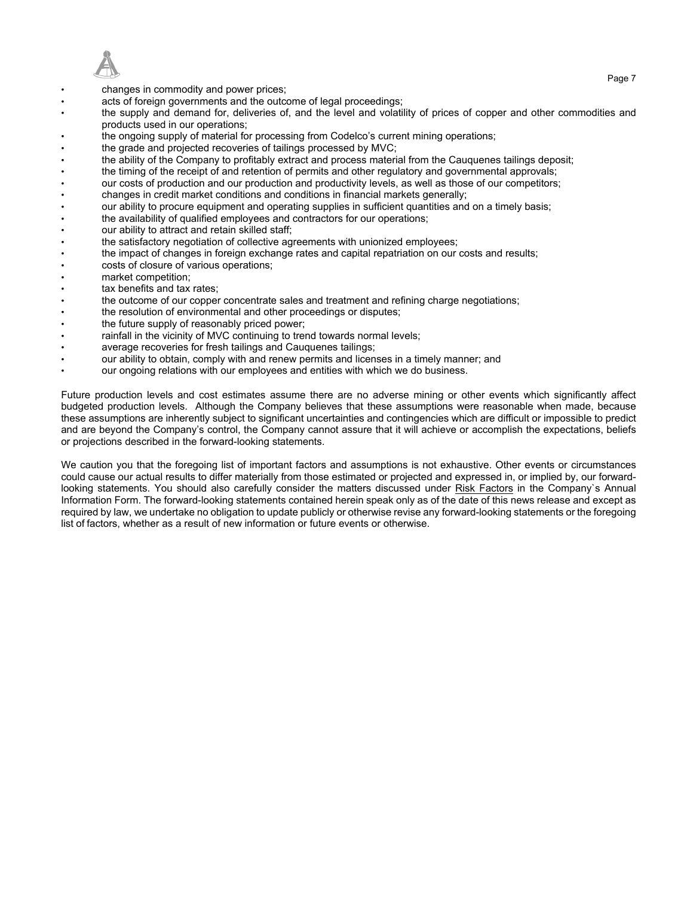- changes in commodity and power prices;
- acts of foreign governments and the outcome of legal proceedings;
- the supply and demand for, deliveries of, and the level and volatility of prices of copper and other commodities and products used in our operations;
- the ongoing supply of material for processing from Codelco's current mining operations;
- the grade and projected recoveries of tailings processed by MVC;
- the ability of the Company to profitably extract and process material from the Cauquenes tailings deposit;
- the timing of the receipt of and retention of permits and other regulatory and governmental approvals;
- our costs of production and our production and productivity levels, as well as those of our competitors;
- changes in credit market conditions and conditions in financial markets generally;
- our ability to procure equipment and operating supplies in sufficient quantities and on a timely basis;
- the availability of qualified employees and contractors for our operations;
- our ability to attract and retain skilled staff;
- the satisfactory negotiation of collective agreements with unionized employees;
- the impact of changes in foreign exchange rates and capital repatriation on our costs and results;
- costs of closure of various operations;
- market competition;
- tax benefits and tax rates;
- the outcome of our copper concentrate sales and treatment and refining charge negotiations;
- the resolution of environmental and other proceedings or disputes;
- the future supply of reasonably priced power;
- rainfall in the vicinity of MVC continuing to trend towards normal levels;
- average recoveries for fresh tailings and Cauquenes tailings;
- our ability to obtain, comply with and renew permits and licenses in a timely manner; and
- our ongoing relations with our employees and entities with which we do business.

Future production levels and cost estimates assume there are no adverse mining or other events which significantly affect budgeted production levels. Although the Company believes that these assumptions were reasonable when made, because these assumptions are inherently subject to significant uncertainties and contingencies which are difficult or impossible to predict and are beyond the Company's control, the Company cannot assure that it will achieve or accomplish the expectations, beliefs or projections described in the forward-looking statements.

We caution you that the foregoing list of important factors and assumptions is not exhaustive. Other events or circumstances could cause our actual results to differ materially from those estimated or projected and expressed in, or implied by, our forward-looking statements. You should also carefully consider the matters discussed under Risk Factors in the Company`s Annual Information Form. The forward-looking statements contained herein speak only as of the date of this news release and except as required by law, we undertake no obligation to update publicly or otherwise revise any forward-looking statements or the foregoing list of factors, whether as a result of new information or future events or otherwise.